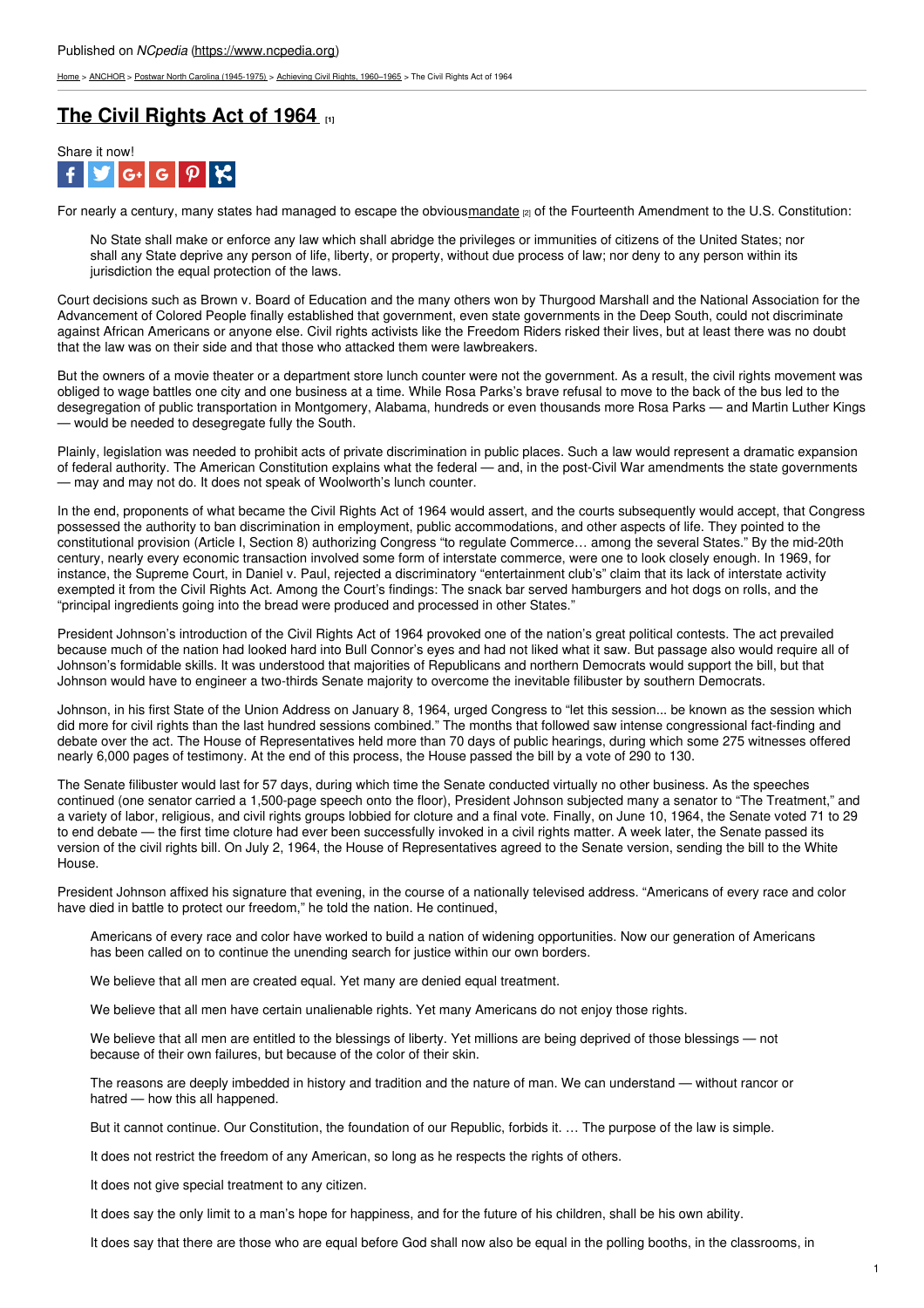Published on *NCpedia* (https://www.ncpedia.org)

Home > ANCHOR > Postwar North Carolina (1945-1975) > Achieving Civil Rights, 1960–1965 > The Civil Rights Act of 1964

# The Civil Rights Act of 1964 [1]

Share it now!

For nearly a century, many states had managed to escape the obvious mandate [2] of the Fourteenth Amendment to the U.S. Constitution:

> No State shall make or enforce any law which shall abridge the privileges or immunities of citizens of the United States; nor shall any State deprive any person of life, liberty, or property, without due process of law; nor deny to any person within its jurisdiction the equal protection of the laws.

Court decisions such as Brown v. Board of Education and the many others won by Thurgood Marshall and the National Association for the Advancement of Colored People finally established that government, even state governments in the Deep South, could not discriminate against African Americans or anyone else. Civil rights activists like the Freedom Riders risked their lives, but at least there was no doubt that the law was on their side and that those who attacked them were lawbreakers.

But the owners of a movie theater or a department store lunch counter were not the government. As a result, the civil rights movement was obliged to wage battles one city and one business at a time. While Rosa Parks's brave refusal to move to the back of the bus led to the desegregation of public transportation in Montgomery, Alabama, hundreds or even thousands more Rosa Parks — and Martin Luther Kings — would be needed to desegregate fully the South.

Plainly, legislation was needed to prohibit acts of private discrimination in public places. Such a law would represent a dramatic expansion of federal authority. The American Constitution explains what the federal — and, in the post-Civil War amendments the state governments — may and may not do. It does not speak of Woolworth's lunch counter.

In the end, proponents of what became the Civil Rights Act of 1964 would assert, and the courts subsequently would accept, that Congress possessed the authority to ban discrimination in employment, public accommodations, and other aspects of life. They pointed to the constitutional provision (Article I, Section 8) authorizing Congress "to regulate Commerce… among the several States." By the mid-20th century, nearly every economic transaction involved some form of interstate commerce, were one to look closely enough. In 1969, for instance, the Supreme Court, in Daniel v. Paul, rejected a discriminatory "entertainment club's" claim that its lack of interstate activity exempted it from the Civil Rights Act. Among the Court's findings: The snack bar served hamburgers and hot dogs on rolls, and the "principal ingredients going into the bread were produced and processed in other States."

President Johnson's introduction of the Civil Rights Act of 1964 provoked one of the nation's great political contests. The act prevailed because much of the nation had looked hard into Bull Connor's eyes and had not liked what it saw. But passage also would require all of Johnson's formidable skills. It was understood that majorities of Republicans and northern Democrats would support the bill, but that Johnson would have to engineer a two-thirds Senate majority to overcome the inevitable filibuster by southern Democrats.

Johnson, in his first State of the Union Address on January 8, 1964, urged Congress to "let this session... be known as the session which did more for civil rights than the last hundred sessions combined." The months that followed saw intense congressional fact-finding and debate over the act. The House of Representatives held more than 70 days of public hearings, during which some 275 witnesses offered nearly 6,000 pages of testimony. At the end of this process, the House passed the bill by a vote of 290 to 130.

The Senate filibuster would last for 57 days, during which time the Senate conducted virtually no other business. As the speeches continued (one senator carried a 1,500-page speech onto the floor), President Johnson subjected many a senator to "The Treatment," and a variety of labor, religious, and civil rights groups lobbied for cloture and a final vote. Finally, on June 10, 1964, the Senate voted 71 to 29 to end debate — the first time cloture had ever been successfully invoked in a civil rights matter. A week later, the Senate passed its version of the civil rights bill. On July 2, 1964, the House of Representatives agreed to the Senate version, sending the bill to the White House.

President Johnson affixed his signature that evening, in the course of a nationally televised address. "Americans of every race and color have died in battle to protect our freedom," he told the nation. He continued,

> Americans of every race and color have worked to build a nation of widening opportunities. Now our generation of Americans has been called on to continue the unending search for justice within our own borders.
>
> We believe that all men are created equal. Yet many are denied equal treatment.
>
> We believe that all men have certain unalienable rights. Yet many Americans do not enjoy those rights.
>
> We believe that all men are entitled to the blessings of liberty. Yet millions are being deprived of those blessings — not because of their own failures, but because of the color of their skin.
>
> The reasons are deeply imbedded in history and tradition and the nature of man. We can understand — without rancor or hatred — how this all happened.
>
> But it cannot continue. Our Constitution, the foundation of our Republic, forbids it. … The purpose of the law is simple.
>
> It does not restrict the freedom of any American, so long as he respects the rights of others.
>
> It does not give special treatment to any citizen.
>
> It does say the only limit to a man's hope for happiness, and for the future of his children, shall be his own ability.
>
> It does say that there are those who are equal before God shall now also be equal in the polling booths, in the classrooms, in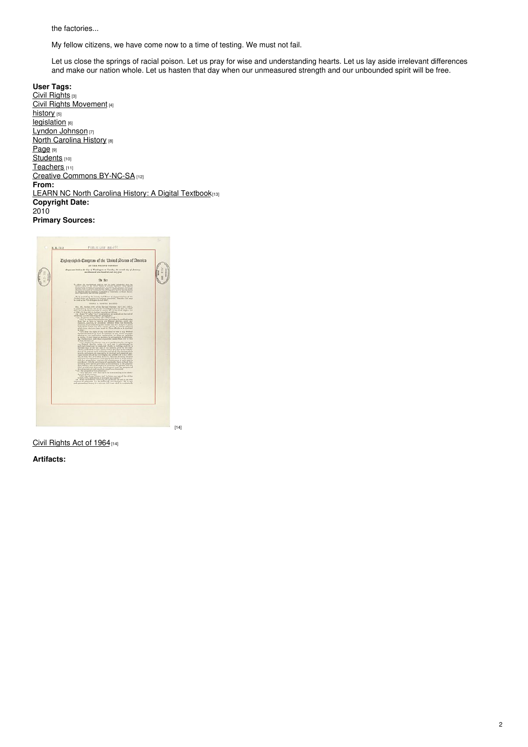the factories...

My fellow citizens, we have come now to a time of testing. We must not fail.

Let us close the springs of racial poison. Let us pray for wise and understanding hearts. Let us lay aside irrelevant differences and make our nation whole. Let us hasten that day when our unmeasured strength and our unbounded spirit will be free.

**User Tags:**
Civil Rights [3]
Civil Rights Movement [4]
history [5]
legislation [6]
Lyndon Johnson [7]
North Carolina History [8]
Page [9]
Students [10]
Teachers [11]
Creative Commons BY-NC-SA [12]
**From:**
LEARN NC North Carolina History: A Digital Textbook[13]
**Copyright Date:**
2010
**Primary Sources:**

[14]

Civil Rights Act of 1964 [14]

**Artifacts:**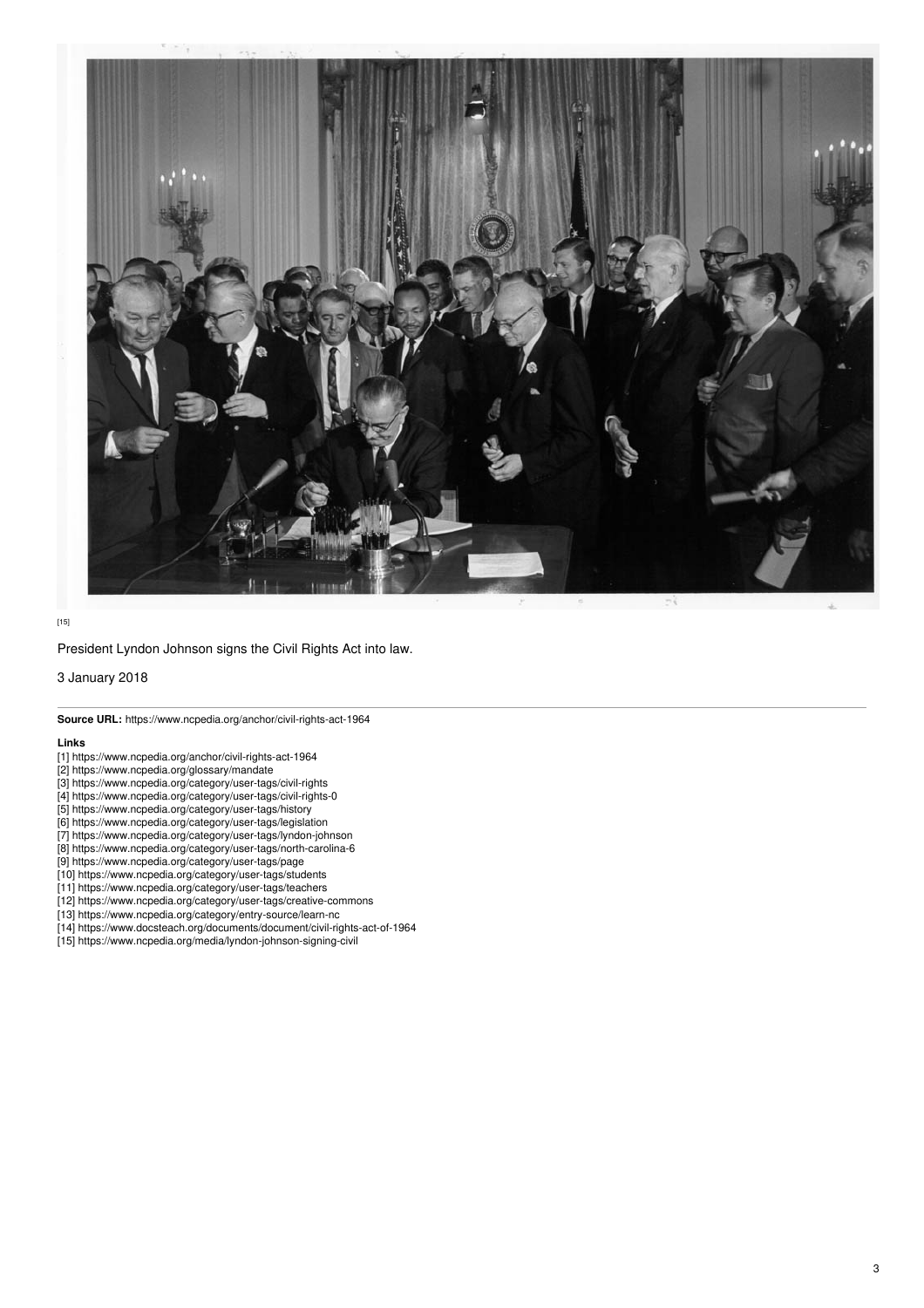[15]

President Lyndon Johnson signs the Civil Rights Act into law.

3 January 2018

**Source URL:** https://www.ncpedia.org/anchor/civil-rights-act-1964

**Links**

[1] https://www.ncpedia.org/anchor/civil-rights-act-1964
[2] https://www.ncpedia.org/glossary/mandate
[3] https://www.ncpedia.org/category/user-tags/civil-rights
[4] https://www.ncpedia.org/category/user-tags/civil-rights-0
[5] https://www.ncpedia.org/category/user-tags/history
[6] https://www.ncpedia.org/category/user-tags/legislation
[7] https://www.ncpedia.org/category/user-tags/lyndon-johnson
[8] https://www.ncpedia.org/category/user-tags/north-carolina-6
[9] https://www.ncpedia.org/category/user-tags/page
[10] https://www.ncpedia.org/category/user-tags/students
[11] https://www.ncpedia.org/category/user-tags/teachers
[12] https://www.ncpedia.org/category/user-tags/creative-commons
[13] https://www.ncpedia.org/category/entry-source/learn-nc
[14] https://www.docsteach.org/documents/document/civil-rights-act-of-1964
[15] https://www.ncpedia.org/media/lyndon-johnson-signing-civil